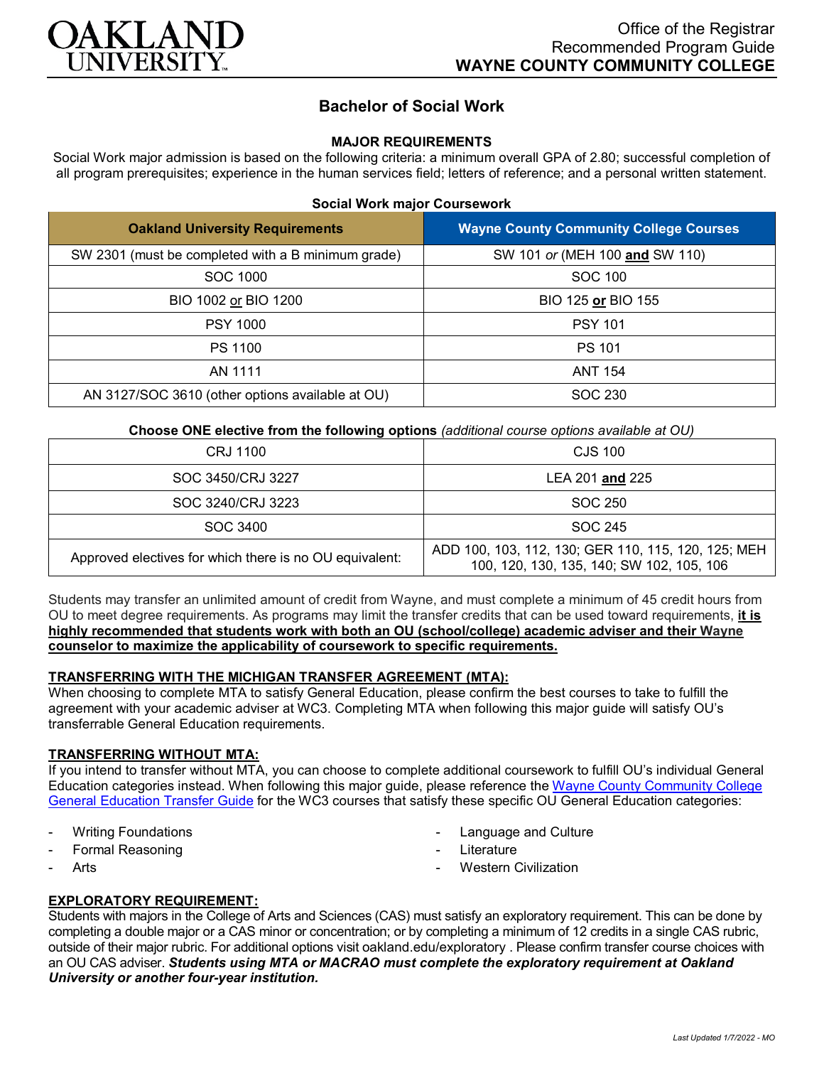OAKLAND UNIVERSITY

Office of the Registrar
Recommended Program Guide
**WAYNE COUNTY COMMUNITY COLLEGE**

# Bachelor of Social Work

## MAJOR REQUIREMENTS

Social Work major admission is based on the following criteria: a minimum overall GPA of 2.80; successful completion of all program prerequisites; experience in the human services field; letters of reference; and a personal written statement.

**Social Work major Coursework**

| Oakland University Requirements | Wayne County Community College Courses |
|---|---|
| SW 2301 (must be completed with a B minimum grade) | SW 101 *or* (MEH 100 **and** SW 110) |
| SOC 1000 | SOC 100 |
| BIO 1002 or BIO 1200 | BIO 125 **or** BIO 155 |
| PSY 1000 | PSY 101 |
| PS 1100 | PS 101 |
| AN 1111 | ANT 154 |
| AN 3127/SOC 3610 (other options available at OU) | SOC 230 |

**Choose ONE elective from the following options** *(additional course options available at OU)*

| | |
|---|---|
| CRJ 1100 | CJS 100 |
| SOC 3450/CRJ 3227 | LEA 201 **and** 225 |
| SOC 3240/CRJ 3223 | SOC 250 |
| SOC 3400 | SOC 245 |
| Approved electives for which there is no OU equivalent: | ADD 100, 103, 112, 130; GER 110, 115, 120, 125; MEH 100, 120, 130, 135, 140; SW 102, 105, 106 |

Students may transfer an unlimited amount of credit from Wayne, and must complete a minimum of 45 credit hours from OU to meet degree requirements. As programs may limit the transfer credits that can be used toward requirements, **it is highly recommended that students work with both an OU (school/college) academic adviser and their Wayne counselor to maximize the applicability of coursework to specific requirements.**

### TRANSFERRING WITH THE MICHIGAN TRANSFER AGREEMENT (MTA):

When choosing to complete MTA to satisfy General Education, please confirm the best courses to take to fulfill the agreement with your academic adviser at WC3. Completing MTA when following this major guide will satisfy OU's transferrable General Education requirements.

### TRANSFERRING WITHOUT MTA:

If you intend to transfer without MTA, you can choose to complete additional coursework to fulfill OU's individual General Education categories instead. When following this major guide, please reference the Wayne County Community College General Education Transfer Guide for the WC3 courses that satisfy these specific OU General Education categories:

- Writing Foundations
- Formal Reasoning
- Arts
- Language and Culture
- Literature
- Western Civilization

### EXPLORATORY REQUIREMENT:

Students with majors in the College of Arts and Sciences (CAS) must satisfy an exploratory requirement. This can be done by completing a double major or a CAS minor or concentration; or by completing a minimum of 12 credits in a single CAS rubric, outside of their major rubric. For additional options visit oakland.edu/exploratory . Please confirm transfer course choices with an OU CAS adviser. ***Students using MTA or MACRAO must complete the exploratory requirement at Oakland University or another four-year institution.***

*Last Updated 1/7/2022 - MO*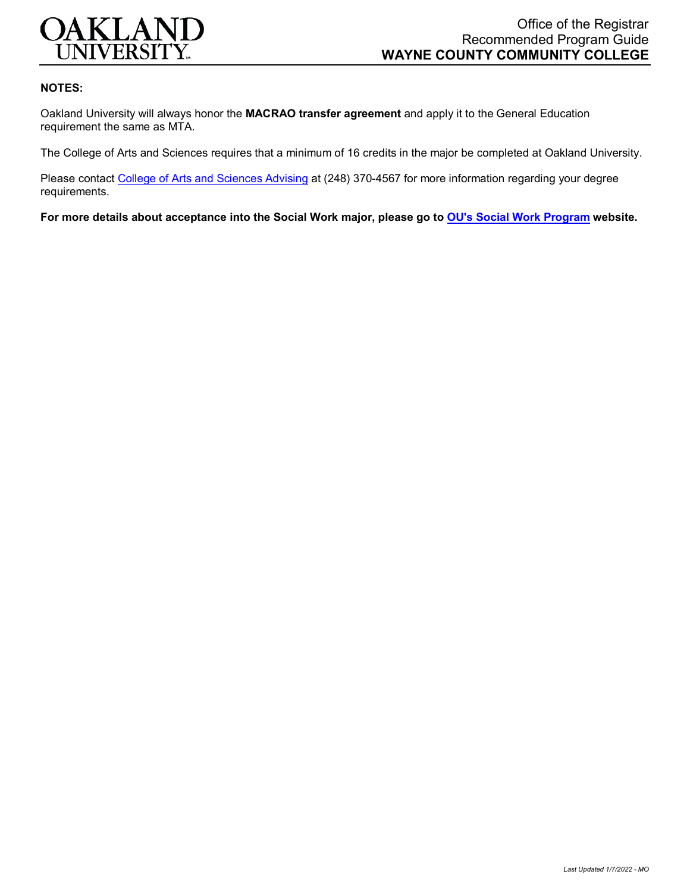**NOTES:**

Oakland University will always honor the **MACRAO transfer agreement** and apply it to the General Education requirement the same as MTA.

The College of Arts and Sciences requires that a minimum of 16 credits in the major be completed at Oakland University.

Please contact College of Arts and Sciences Advising at (248) 370-4567 for more information regarding your degree requirements.

**For more details about acceptance into the Social Work major, please go to OU's Social Work Program website.**